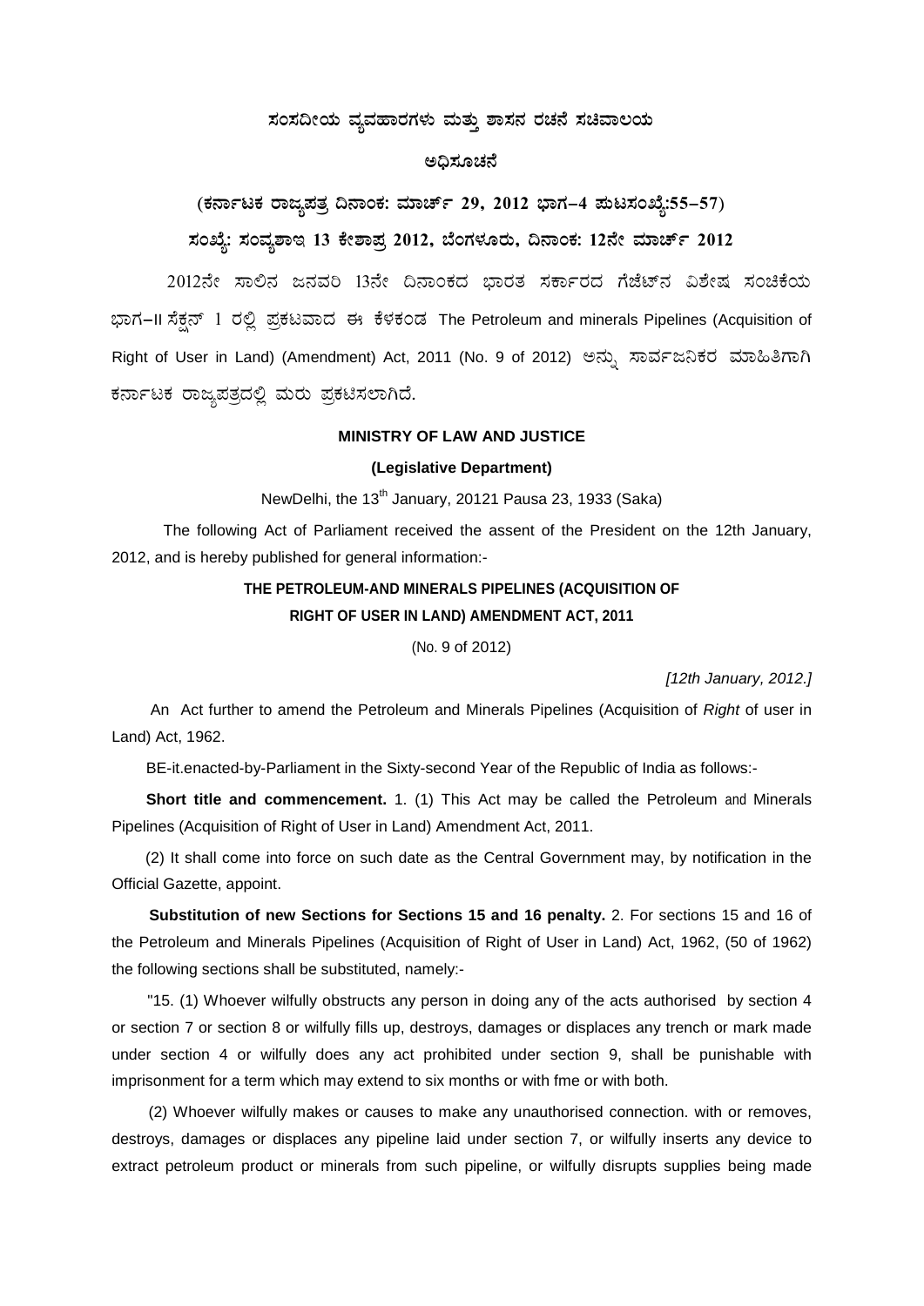# ಸಂಸದೀಯ ವ್ಯವಹಾರಗಳು ಮತ್ತು ಶಾಸನ ರಚನೆ ಸಚಿವಾಲಯ

## ಅಧಿಸೂಚನೆ

**(ಕರ್ನಾಟಕ ರಾಜ್ಯಪತ್ರ ದಿನಾಂಕ: ಮಾರ್ಚ್ 29, 2012 ಭಾಗ–4 ಪುಟಸಂಖ್ಯೆ:55–57)**

**ಸಂಖ್ಯೆ: ಸಂವ್ಯಶಾಇ 13 ಕೇಶಾಪ್ರ 2012, ಬೆಂಗಳೂರು, ದಿನಾಂಕ: 12ನೇ ಮಾರ್ಚ್ 2012**

2012ನೇ ಸಾಲಿನ ಜನವರಿ 13ನೇ ದಿನಾಂಕದ ಭಾರತ ಸರ್ಕಾರದ ಗೆಜೆಟ್‌ನ ವಿಶೇಷ ಸಂಚಿಕೆಯ ಭಾಗ–II ಸೆಕ್ಷನ್ 1 ರಲ್ಲಿ ಪ್ರಕಟವಾದ ಈ ಕೆಳಕಂಡ The Petroleum and minerals Pipelines (Acquisition of Right of User in Land) (Amendment) Act, 2011 (No. 9 of 2012) ಅನ್ನು ಸಾರ್ವಜನಿಕರ ಮಾಹಿತಿಗಾಗಿ ಕರ್ನಾಟಕ ರಾಜ್ಯಪತ್ರದಲ್ಲಿ ಮರು ಪ್ರಕಟಿಸಲಾಗಿದೆ.

**MINISTRY OF LAW AND JUSTICE**

**(Legislative Department)**

NewDelhi, the 13th January, 20121 Pausa 23, 1933 (Saka)

The following Act of Parliament received the assent of the President on the 12th January, 2012, and is hereby published for general information:-

**THE PETROLEUM-AND MINERALS PIPELINES (ACQUISITION OF RIGHT OF USER IN LAND) AMENDMENT ACT, 2011**

(No. 9 of 2012)

*[12th January, 2012.]*

An Act further to amend the Petroleum and Minerals Pipelines (Acquisition of *Right* of user in Land) Act, 1962.

BE-it.enacted-by-Parliament in the Sixty-second Year of the Republic of India as follows:-

**Short title and commencement.** 1. (1) This Act may be called the Petroleum and Minerals Pipelines (Acquisition of Right of User in Land) Amendment Act, 2011.

(2) It shall come into force on such date as the Central Government may, by notification in the Official Gazette, appoint.

**Substitution of new Sections for Sections 15 and 16 penalty.** 2. For sections 15 and 16 of the Petroleum and Minerals Pipelines (Acquisition of Right of User in Land) Act, 1962, (50 of 1962) the following sections shall be substituted, namely:-

"15. (1) Whoever wilfully obstructs any person in doing any of the acts authorised by section 4 or section 7 or section 8 or wilfully fills up, destroys, damages or displaces any trench or mark made under section 4 or wilfully does any act prohibited under section 9, shall be punishable with imprisonment for a term which may extend to six months or with fme or with both.

(2) Whoever wilfully makes or causes to make any unauthorised connection. with or removes, destroys, damages or displaces any pipeline laid under section 7, or wilfully inserts any device to extract petroleum product or minerals from such pipeline, or wilfully disrupts supplies being made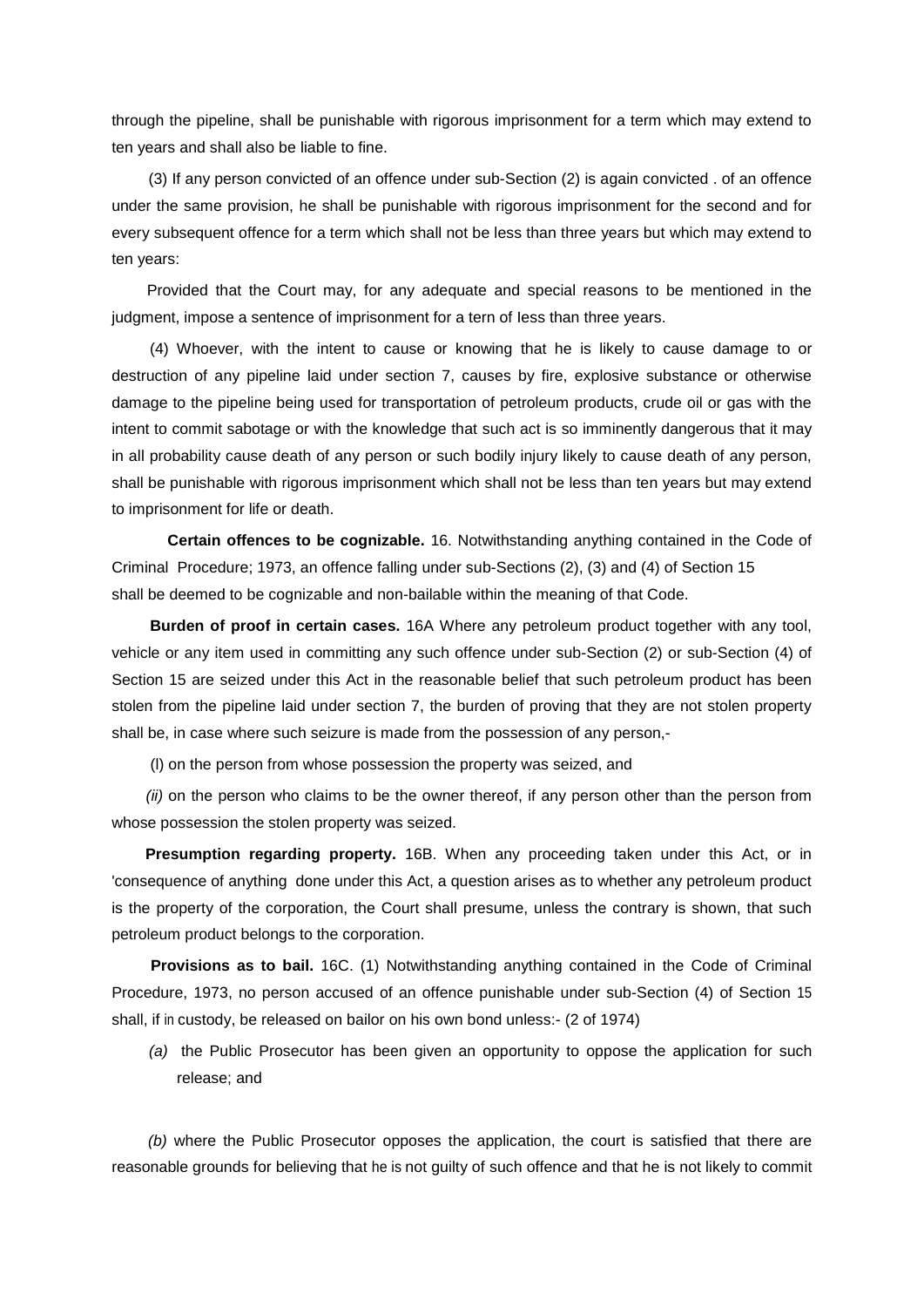through the pipeline, shall be punishable with rigorous imprisonment for a term which may extend to ten years and shall also be liable to fine.

(3) If any person convicted of an offence under sub-Section (2) is again convicted . of an offence under the same provision, he shall be punishable with rigorous imprisonment for the second and for every subsequent offence for a term which shall not be less than three years but which may extend to ten years:

Provided that the Court may, for any adequate and special reasons to be mentioned in the judgment, impose a sentence of imprisonment for a tern of less than three years.

(4) Whoever, with the intent to cause or knowing that he is likely to cause damage to or destruction of any pipeline laid under section 7, causes by fire, explosive substance or otherwise damage to the pipeline being used for transportation of petroleum products, crude oil or gas with the intent to commit sabotage or with the knowledge that such act is so imminently dangerous that it may in all probability cause death of any person or such bodily injury likely to cause death of any person, shall be punishable with rigorous imprisonment which shall not be less than ten years but may extend to imprisonment for life or death.

**Certain offences to be cognizable.** 16. Notwithstanding anything contained in the Code of Criminal Procedure; 1973, an offence falling under sub-Sections (2), (3) and (4) of Section 15 shall be deemed to be cognizable and non-bailable within the meaning of that Code.

**Burden of proof in certain cases.** 16A Where any petroleum product together with any tool, vehicle or any item used in committing any such offence under sub-Section (2) or sub-Section (4) of Section 15 are seized under this Act in the reasonable belief that such petroleum product has been stolen from the pipeline laid under section 7, the burden of proving that they are not stolen property shall be, in case where such seizure is made from the possession of any person,-

(l) on the person from whose possession the property was seized, and

*(ii)* on the person who claims to be the owner thereof, if any person other than the person from whose possession the stolen property was seized.

**Presumption regarding property.** 16B. When any proceeding taken under this Act, or in 'consequence of anything done under this Act, a question arises as to whether any petroleum product is the property of the corporation, the Court shall presume, unless the contrary is shown, that such petroleum product belongs to the corporation.

**Provisions as to bail.** 16C. (1) Notwithstanding anything contained in the Code of Criminal Procedure, 1973, no person accused of an offence punishable under sub-Section (4) of Section 15 shall, if in custody, be released on bailor on his own bond unless:- (2 of 1974)

*(a)* the Public Prosecutor has been given an opportunity to oppose the application for such release; and

*(b)* where the Public Prosecutor opposes the application, the court is satisfied that there are reasonable grounds for believing that he is not guilty of such offence and that he is not likely to commit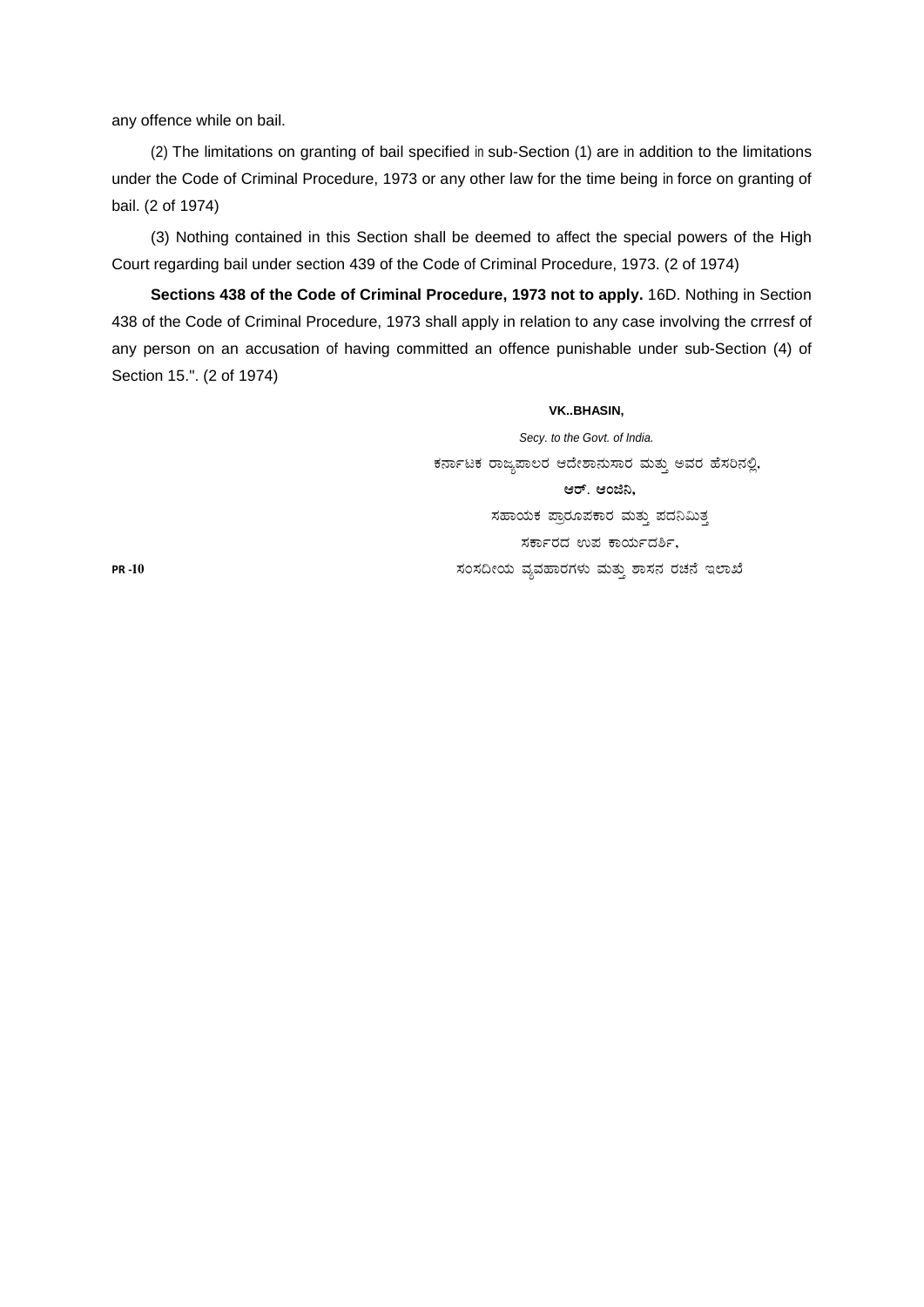any offence while on bail.

(2) The limitations on granting of bail specified in sub-Section (1) are in addition to the limitations under the Code of Criminal Procedure, 1973 or any other law for the time being in force on granting of bail. (2 of 1974)

(3) Nothing contained in this Section shall be deemed to affect the special powers of the High Court regarding bail under section 439 of the Code of Criminal Procedure, 1973. (2 of 1974)

**Sections 438 of the Code of Criminal Procedure, 1973 not to apply.** 16D. Nothing in Section 438 of the Code of Criminal Procedure, 1973 shall apply in relation to any case involving the crrresf of any person on an accusation of having committed an offence punishable under sub-Section (4) of Section 15.". (2 of 1974)

**VK..BHASIN,**

*Secy. to the Govt. of India.*

ಕರ್ನಾಟಕ ರಾಜ್ಯಪಾಲರ ಆದೇಶಾನುಸಾರ ಮತ್ತು ಅವರ ಹೆಸರಿನಲ್ಲಿ,

**ಆರ್. ಆಂಜಿನಿ,**

ಸಹಾಯಕ ಪ್ರಾರೂಪಕಾರ ಮತ್ತು ಪದನಿಮಿತ್ತ

ಸರ್ಕಾರದ ಉಪ ಕಾರ್ಯದರ್ಶಿ,

ಸಂಸದೀಯ ವ್ಯವಹಾರಗಳು ಮತ್ತು ಶಾಸನ ರಚನೆ ಇಲಾಖೆ

PR -10